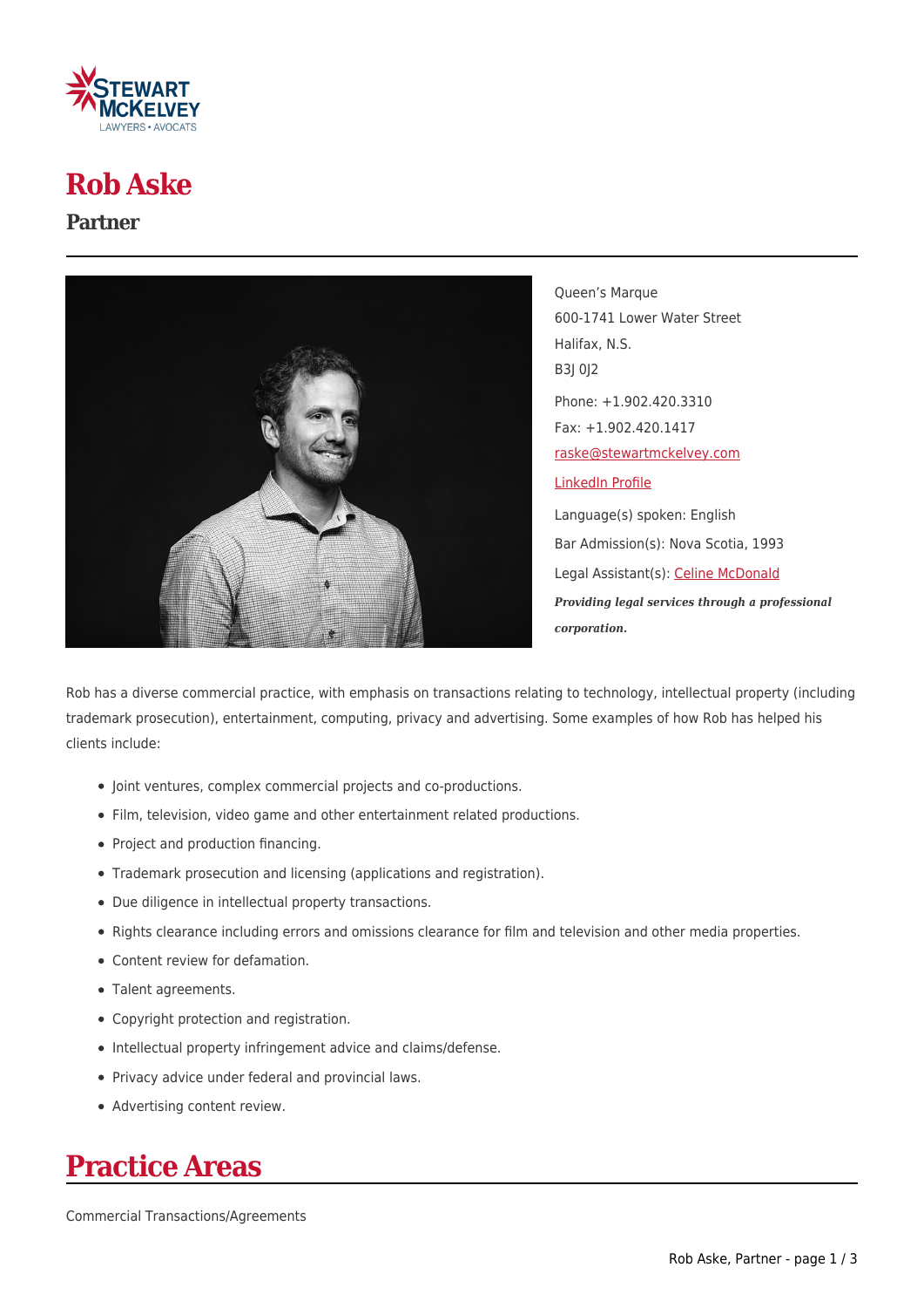# Rob Aske

## Partner

Queen's Marque
600-1741 Lower Water Street
Halifax, N.S.
B3J 0J2

Phone: +1.902.420.3310

Fax: +1.902.420.1417

raske@stewartmckelvey.com

LinkedIn Profile

Language(s) spoken: English

Bar Admission(s): Nova Scotia, 1993

Legal Assistant(s): Celine McDonald

***Providing legal services through a professional corporation.***

Rob has a diverse commercial practice, with emphasis on transactions relating to technology, intellectual property (including trademark prosecution), entertainment, computing, privacy and advertising. Some examples of how Rob has helped his clients include:

- Joint ventures, complex commercial projects and co-productions.
- Film, television, video game and other entertainment related productions.
- Project and production financing.
- Trademark prosecution and licensing (applications and registration).
- Due diligence in intellectual property transactions.
- Rights clearance including errors and omissions clearance for film and television and other media properties.
- Content review for defamation.
- Talent agreements.
- Copyright protection and registration.
- Intellectual property infringement advice and claims/defense.
- Privacy advice under federal and provincial laws.
- Advertising content review.

# Practice Areas

Commercial Transactions/Agreements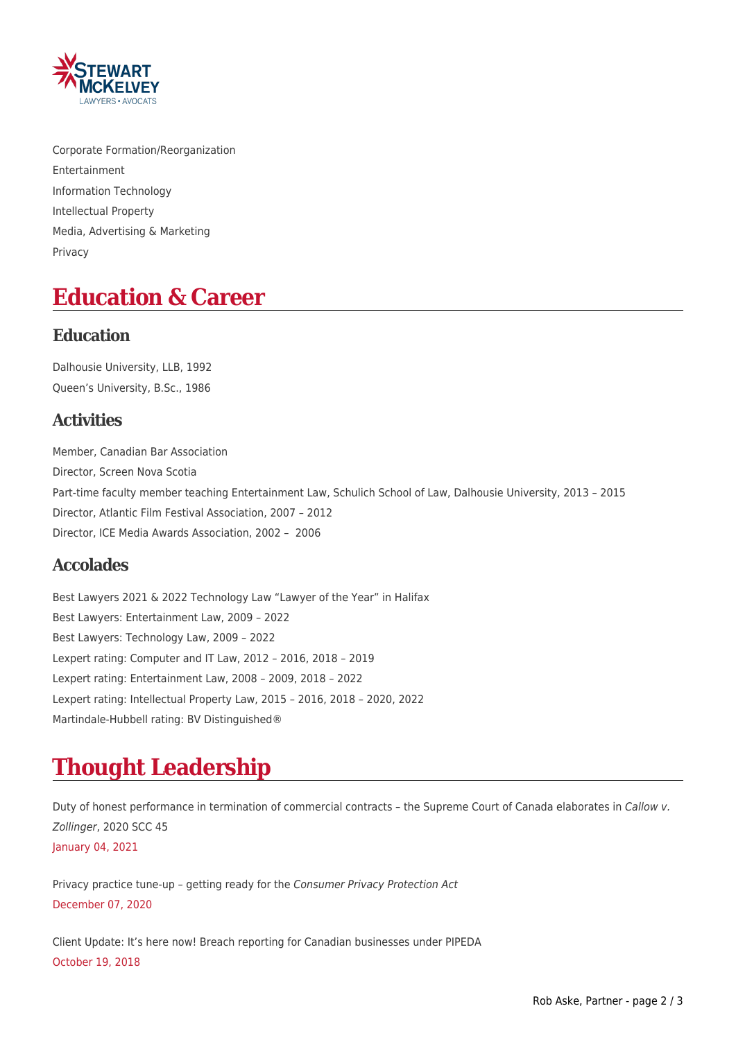Corporate Formation/Reorganization
Entertainment
Information Technology
Intellectual Property
Media, Advertising & Marketing
Privacy

# Education & Career

## Education

Dalhousie University, LLB, 1992
Queen's University, B.Sc., 1986

## Activities

Member, Canadian Bar Association
Director, Screen Nova Scotia
Part-time faculty member teaching Entertainment Law, Schulich School of Law, Dalhousie University, 2013 – 2015
Director, Atlantic Film Festival Association, 2007 – 2012
Director, ICE Media Awards Association, 2002 – 2006

## Accolades

Best Lawyers 2021 & 2022 Technology Law "Lawyer of the Year" in Halifax
Best Lawyers: Entertainment Law, 2009 – 2022
Best Lawyers: Technology Law, 2009 – 2022
Lexpert rating: Computer and IT Law, 2012 – 2016, 2018 – 2019
Lexpert rating: Entertainment Law, 2008 – 2009, 2018 – 2022
Lexpert rating: Intellectual Property Law, 2015 – 2016, 2018 – 2020, 2022
Martindale-Hubbell rating: BV Distinguished®

# Thought Leadership

Duty of honest performance in termination of commercial contracts – the Supreme Court of Canada elaborates in *Callow v. Zollinger*, 2020 SCC 45
January 04, 2021

Privacy practice tune-up – getting ready for the *Consumer Privacy Protection Act*
December 07, 2020

Client Update: It's here now! Breach reporting for Canadian businesses under PIPEDA
October 19, 2018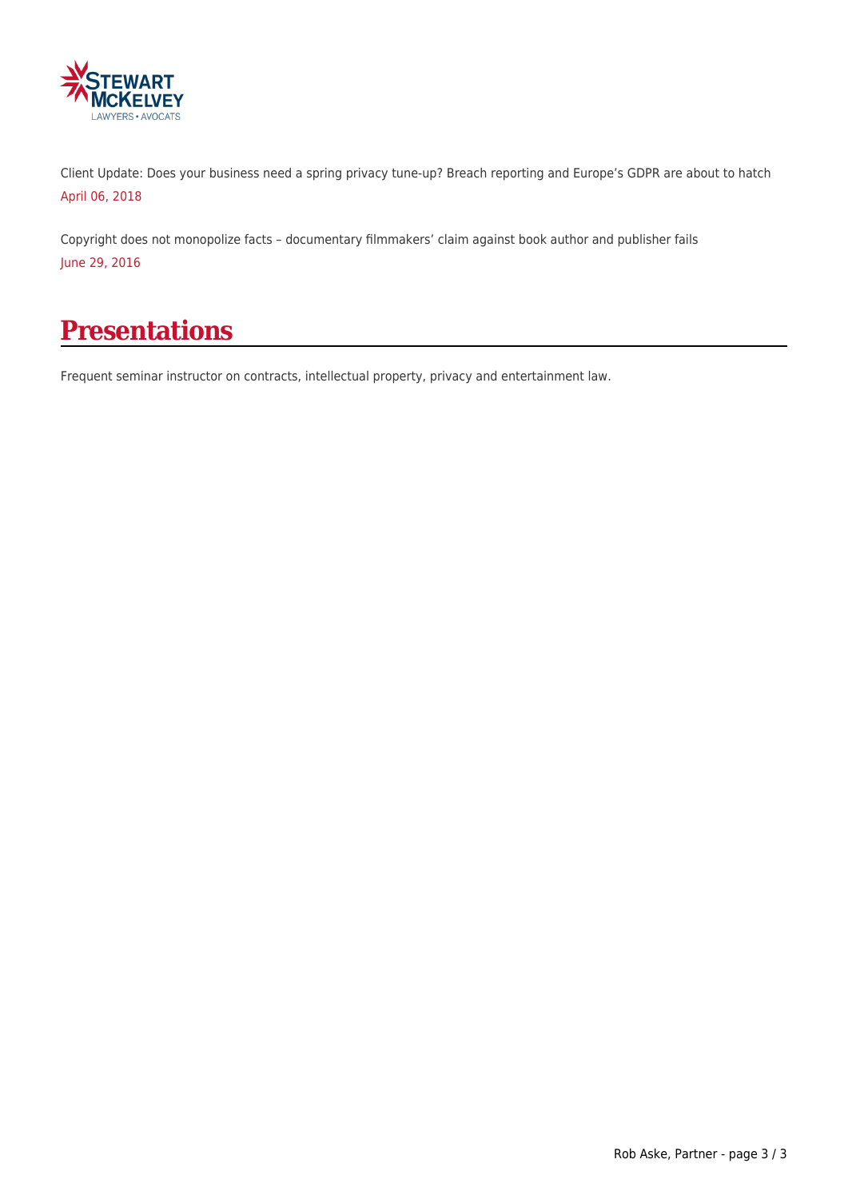Client Update: Does your business need a spring privacy tune-up? Breach reporting and Europe’s GDPR are about to hatch
April 06, 2018

Copyright does not monopolize facts – documentary filmmakers’ claim against book author and publisher fails
June 29, 2016

## Presentations

Frequent seminar instructor on contracts, intellectual property, privacy and entertainment law.